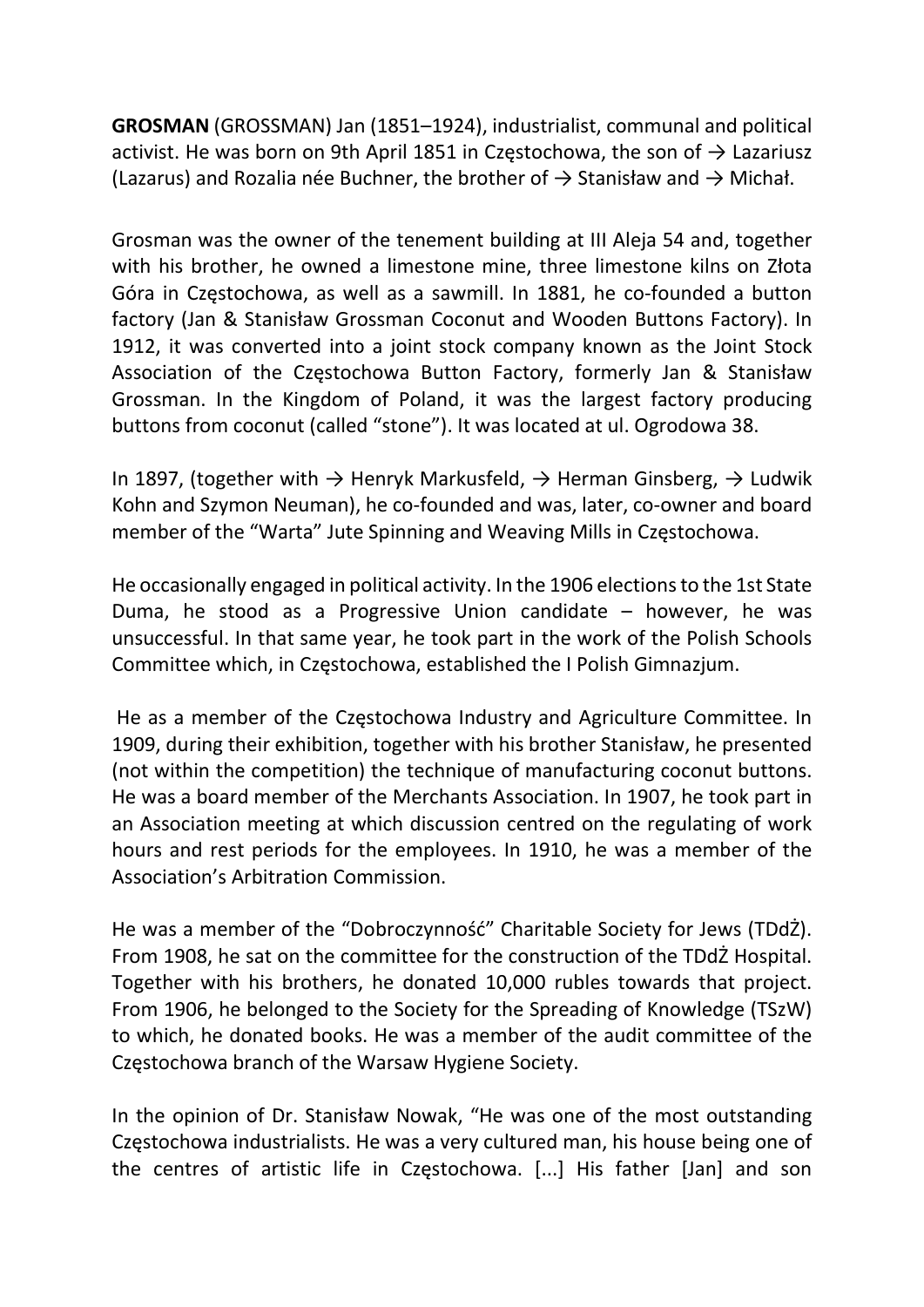**GROSMAN** (GROSSMAN) Jan (1851–1924), industrialist, communal and political activist. He was born on 9th April 1851 in Częstochowa, the son of → Lazariusz (Lazarus) and Rozalia née Buchner, the brother of → Stanisław and → Michał.

Grosman was the owner of the tenement building at III Aleja 54 and, together with his brother, he owned a limestone mine, three limestone kilns on Złota Góra in Częstochowa, as well as a sawmill. In 1881, he co-founded a button factory (Jan & Stanisław Grossman Coconut and Wooden Buttons Factory). In 1912, it was converted into a joint stock company known as the Joint Stock Association of the Częstochowa Button Factory, formerly Jan & Stanisław Grossman. In the Kingdom of Poland, it was the largest factory producing buttons from coconut (called "stone"). It was located at ul. Ogrodowa 38.

In 1897, (together with → Henryk Markusfeld, → Herman Ginsberg, → Ludwik Kohn and Szymon Neuman), he co-founded and was, later, co-owner and board member of the "Warta" Jute Spinning and Weaving Mills in Częstochowa.

He occasionally engaged in political activity. In the 1906 elections to the 1st State Duma, he stood as a Progressive Union candidate – however, he was unsuccessful. In that same year, he took part in the work of the Polish Schools Committee which, in Częstochowa, established the I Polish Gimnazjum.

He as a member of the Częstochowa Industry and Agriculture Committee. In 1909, during their exhibition, together with his brother Stanisław, he presented (not within the competition) the technique of manufacturing coconut buttons. He was a board member of the Merchants Association. In 1907, he took part in an Association meeting at which discussion centred on the regulating of work hours and rest periods for the employees. In 1910, he was a member of the Association's Arbitration Commission.

He was a member of the "Dobroczynność" Charitable Society for Jews (TDdŻ). From 1908, he sat on the committee for the construction of the TDdŻ Hospital. Together with his brothers, he donated 10,000 rubles towards that project. From 1906, he belonged to the Society for the Spreading of Knowledge (TSzW) to which, he donated books. He was a member of the audit committee of the Częstochowa branch of the Warsaw Hygiene Society.

In the opinion of Dr. Stanisław Nowak, "He was one of the most outstanding Częstochowa industrialists. He was a very cultured man, his house being one of the centres of artistic life in Częstochowa. [...] His father [Jan] and son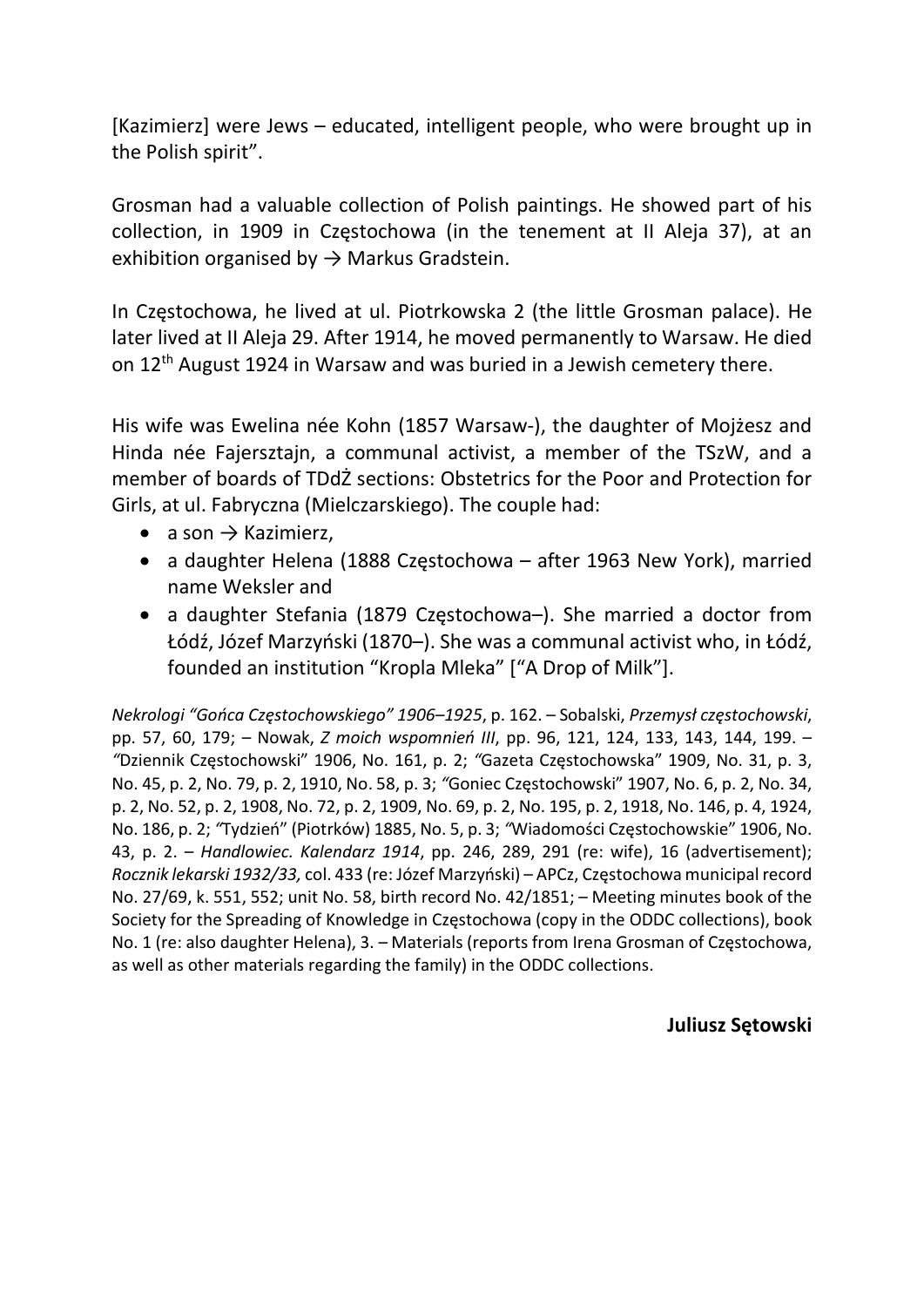[Kazimierz] were Jews – educated, intelligent people, who were brought up in the Polish spirit”.

Grosman had a valuable collection of Polish paintings. He showed part of his collection, in 1909 in Częstochowa (in the tenement at II Aleja 37), at an exhibition organised by → Markus Gradstein.

In Częstochowa, he lived at ul. Piotrkowska 2 (the little Grosman palace). He later lived at II Aleja 29. After 1914, he moved permanently to Warsaw. He died on 12th August 1924 in Warsaw and was buried in a Jewish cemetery there.

His wife was Ewelina née Kohn (1857 Warsaw-), the daughter of Mojżesz and Hinda née Fajersztajn, a communal activist, a member of the TSzW, and a member of boards of TDdŻ sections: Obstetrics for the Poor and Protection for Girls, at ul. Fabryczna (Mielczarskiego). The couple had:

- a son → Kazimierz,
- a daughter Helena (1888 Częstochowa – after 1963 New York), married name Weksler and
- a daughter Stefania (1879 Częstochowa–). She married a doctor from Łódź, Józef Marzyński (1870–). She was a communal activist who, in Łódź, founded an institution “Kropla Mleka” [“A Drop of Milk”].

*Nekrologi “Gońca Częstochowskiego” 1906–1925*, p. 162. – Sobalski, *Przemysł częstochowski*, pp. 57, 60, 179; – Nowak, *Z moich wspomnień III*, pp. 96, 121, 124, 133, 143, 144, 199. – “Dziennik Częstochowski” 1906, No. 161, p. 2; “Gazeta Częstochowska” 1909, No. 31, p. 3, No. 45, p. 2, No. 79, p. 2, 1910, No. 58, p. 3; “Goniec Częstochowski” 1907, No. 6, p. 2, No. 34, p. 2, No. 52, p. 2, 1908, No. 72, p. 2, 1909, No. 69, p. 2, No. 195, p. 2, 1918, No. 146, p. 4, 1924, No. 186, p. 2; “Tydzień” (Piotrków) 1885, No. 5, p. 3; “Wiadomości Częstochowskie” 1906, No. 43, p. 2. – *Handlowiec. Kalendarz 1914*, pp. 246, 289, 291 (re: wife), 16 (advertisement); *Rocznik lekarski 1932/33,* col. 433 (re: Józef Marzyński) – APCz, Częstochowa municipal record No. 27/69, k. 551, 552; unit No. 58, birth record No. 42/1851; – Meeting minutes book of the Society for the Spreading of Knowledge in Częstochowa (copy in the ODDC collections), book No. 1 (re: also daughter Helena), 3. – Materials (reports from Irena Grosman of Częstochowa, as well as other materials regarding the family) in the ODDC collections.

**Juliusz Sętowski**